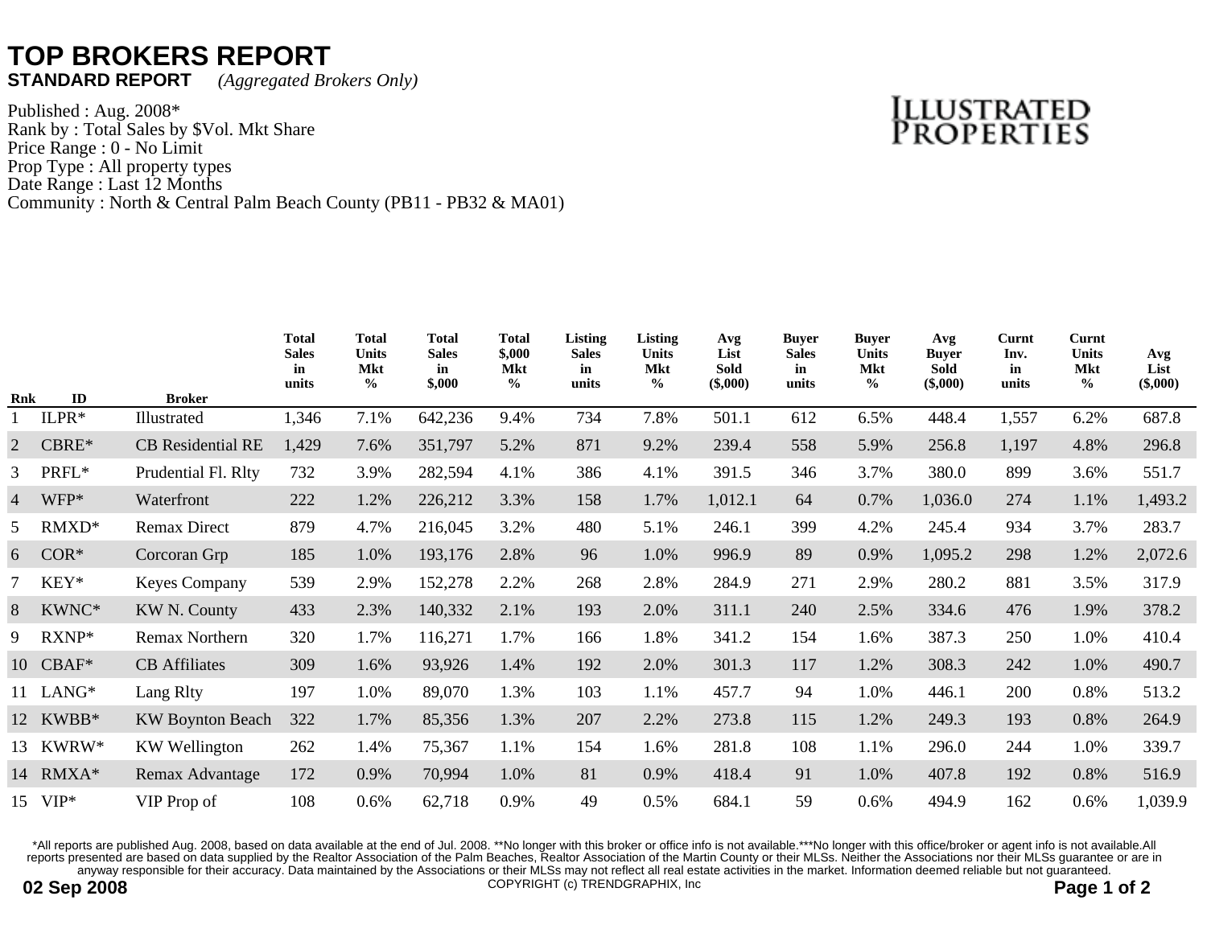# TOP BROKERS REPORT

**STANDARD REPORT** *(Aggregated Brokers Only)*

Published : Aug. 2008*
Rank by : Total Sales by $Vol. Mkt Share
Price Range : 0 - No Limit
Prop Type : All property types
Date Range : Last 12 Months
Community : North & Central Palm Beach County (PB11 - PB32 & MA01)

ILLUSTRATED PROPERTIES

| Rnk | ID | Broker | Total Sales in units | Total Units Mkt % | Total Sales in $,000 | Total $,000 Mkt % | Listing Sales in units | Listing Units Mkt % | Avg List Sold ($,000) | Buyer Sales in units | Buyer Units Mkt % | Avg Buyer Sold ($,000) | Curnt Inv. in units | Curnt Units Mkt % | Avg List ($,000) |
|---|---|---|---|---|---|---|---|---|---|---|---|---|---|---|---|
| 1 | ILPR* | Illustrated | 1,346 | 7.1% | 642,236 | 9.4% | 734 | 7.8% | 501.1 | 612 | 6.5% | 448.4 | 1,557 | 6.2% | 687.8 |
| 2 | CBRE* | CB Residential RE | 1,429 | 7.6% | 351,797 | 5.2% | 871 | 9.2% | 239.4 | 558 | 5.9% | 256.8 | 1,197 | 4.8% | 296.8 |
| 3 | PRFL* | Prudential Fl. Rlty | 732 | 3.9% | 282,594 | 4.1% | 386 | 4.1% | 391.5 | 346 | 3.7% | 380.0 | 899 | 3.6% | 551.7 |
| 4 | WFP* | Waterfront | 222 | 1.2% | 226,212 | 3.3% | 158 | 1.7% | 1,012.1 | 64 | 0.7% | 1,036.0 | 274 | 1.1% | 1,493.2 |
| 5 | RMXD* | Remax Direct | 879 | 4.7% | 216,045 | 3.2% | 480 | 5.1% | 246.1 | 399 | 4.2% | 245.4 | 934 | 3.7% | 283.7 |
| 6 | COR* | Corcoran Grp | 185 | 1.0% | 193,176 | 2.8% | 96 | 1.0% | 996.9 | 89 | 0.9% | 1,095.2 | 298 | 1.2% | 2,072.6 |
| 7 | KEY* | Keyes Company | 539 | 2.9% | 152,278 | 2.2% | 268 | 2.8% | 284.9 | 271 | 2.9% | 280.2 | 881 | 3.5% | 317.9 |
| 8 | KWNC* | KW N. County | 433 | 2.3% | 140,332 | 2.1% | 193 | 2.0% | 311.1 | 240 | 2.5% | 334.6 | 476 | 1.9% | 378.2 |
| 9 | RXNP* | Remax Northern | 320 | 1.7% | 116,271 | 1.7% | 166 | 1.8% | 341.2 | 154 | 1.6% | 387.3 | 250 | 1.0% | 410.4 |
| 10 | CBAF* | CB Affiliates | 309 | 1.6% | 93,926 | 1.4% | 192 | 2.0% | 301.3 | 117 | 1.2% | 308.3 | 242 | 1.0% | 490.7 |
| 11 | LANG* | Lang Rlty | 197 | 1.0% | 89,070 | 1.3% | 103 | 1.1% | 457.7 | 94 | 1.0% | 446.1 | 200 | 0.8% | 513.2 |
| 12 | KWBB* | KW Boynton Beach | 322 | 1.7% | 85,356 | 1.3% | 207 | 2.2% | 273.8 | 115 | 1.2% | 249.3 | 193 | 0.8% | 264.9 |
| 13 | KWRW* | KW Wellington | 262 | 1.4% | 75,367 | 1.1% | 154 | 1.6% | 281.8 | 108 | 1.1% | 296.0 | 244 | 1.0% | 339.7 |
| 14 | RMXA* | Remax Advantage | 172 | 0.9% | 70,994 | 1.0% | 81 | 0.9% | 418.4 | 91 | 1.0% | 407.8 | 192 | 0.8% | 516.9 |
| 15 | VIP* | VIP Prop of | 108 | 0.6% | 62,718 | 0.9% | 49 | 0.5% | 684.1 | 59 | 0.6% | 494.9 | 162 | 0.6% | 1,039.9 |

*All reports are published Aug. 2008, based on data available at the end of Jul. 2008. **No longer with this broker or office info is not available.***No longer with this office/broker or agent info is not available.All reports presented are based on data supplied by the Realtor Association of the Palm Beaches, Realtor Association of the Martin County or their MLSs. Neither the Associations nor their MLSs guarantee or are in anyway responsible for their accuracy. Data maintained by the Associations or their MLSs may not reflect all real estate activities in the market. Information deemed reliable but not guaranteed.

COPYRIGHT (c) TRENDGRAPHIX, Inc

**02 Sep 2008**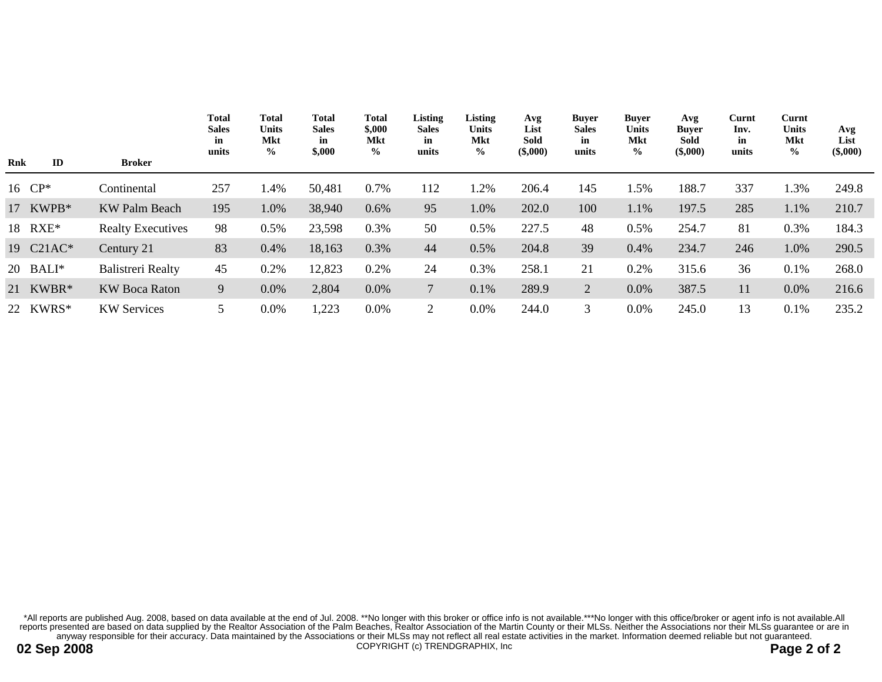| Rnk | ID | Broker | Total Sales in units | Total Units Mkt % | Total Sales in $,000 | Total $,000 Mkt % | Listing Sales in units | Listing Units Mkt % | Avg List Sold ($,000) | Buyer Sales in units | Buyer Units Mkt % | Avg Buyer Sold ($,000) | Curnt Inv. in units | Curnt Units Mkt % | Avg List ($,000) |
|---|---|---|---|---|---|---|---|---|---|---|---|---|---|---|---|
| 16 | CP* | Continental | 257 | 1.4% | 50,481 | 0.7% | 112 | 1.2% | 206.4 | 145 | 1.5% | 188.7 | 337 | 1.3% | 249.8 |
| 17 | KWPB* | KW Palm Beach | 195 | 1.0% | 38,940 | 0.6% | 95 | 1.0% | 202.0 | 100 | 1.1% | 197.5 | 285 | 1.1% | 210.7 |
| 18 | RXE* | Realty Executives | 98 | 0.5% | 23,598 | 0.3% | 50 | 0.5% | 227.5 | 48 | 0.5% | 254.7 | 81 | 0.3% | 184.3 |
| 19 | C21AC* | Century 21 | 83 | 0.4% | 18,163 | 0.3% | 44 | 0.5% | 204.8 | 39 | 0.4% | 234.7 | 246 | 1.0% | 290.5 |
| 20 | BALI* | Balistreri Realty | 45 | 0.2% | 12,823 | 0.2% | 24 | 0.3% | 258.1 | 21 | 0.2% | 315.6 | 36 | 0.1% | 268.0 |
| 21 | KWBR* | KW Boca Raton | 9 | 0.0% | 2,804 | 0.0% | 7 | 0.1% | 289.9 | 2 | 0.0% | 387.5 | 11 | 0.0% | 216.6 |
| 22 | KWRS* | KW Services | 5 | 0.0% | 1,223 | 0.0% | 2 | 0.0% | 244.0 | 3 | 0.0% | 245.0 | 13 | 0.1% | 235.2 |

*All reports are published Aug. 2008, based on data available at the end of Jul. 2008. **No longer with this broker or office info is not available.***No longer with this office/broker or agent info is not available.All reports presented are based on data supplied by the Realtor Association of the Palm Beaches, Realtor Association of the Martin County or their MLSs. Neither the Associations nor their MLSs guarantee or are in anyway responsible for their accuracy. Data maintained by the Associations or their MLSs may not reflect all real estate activities in the market. Information deemed reliable but not guaranteed.

02 Sep 2008

COPYRIGHT (c) TRENDGRAPHIX, Inc